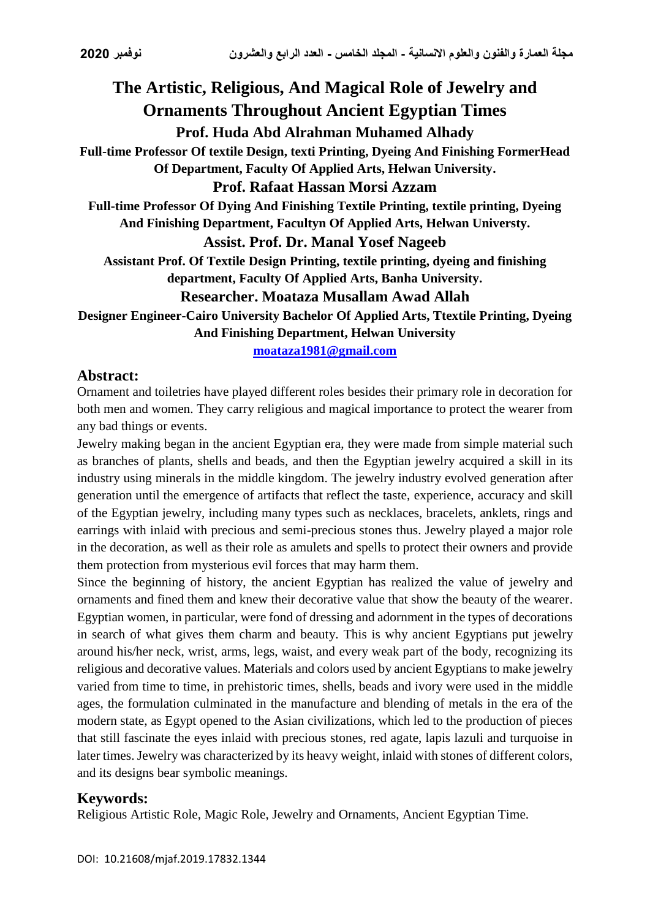# The Artistic, Religious, And Magical Role of Jewelry and Ornaments Throughout Ancient Egyptian Times

**Prof. Huda Abd Alrahman Muhamed Alhady**

**Full-time Professor Of textile Design, texti Printing, Dyeing And Finishing FormerHead Of Department, Faculty Of Applied Arts, Helwan University.**

**Prof. Rafaat Hassan Morsi Azzam**

**Full-time Professor Of Dying And Finishing Textile Printing, textile printing, Dyeing And Finishing Department, Facultyn Of Applied Arts, Helwan Universty.**

**Assist. Prof. Dr. Manal Yosef Nageeb**

**Assistant Prof. Of Textile Design Printing, textile printing, dyeing and finishing department, Faculty Of Applied Arts, Banha University.**

**Researcher. Moataza Musallam Awad Allah**

**Designer Engineer-Cairo University Bachelor Of Applied Arts, Ttextile Printing, Dyeing And Finishing Department, Helwan University**

**moataza1981@gmail.com**

## Abstract:

Ornament and toiletries have played different roles besides their primary role in decoration for both men and women. They carry religious and magical importance to protect the wearer from any bad things or events.

Jewelry making began in the ancient Egyptian era, they were made from simple material such as branches of plants, shells and beads, and then the Egyptian jewelry acquired a skill in its industry using minerals in the middle kingdom. The jewelry industry evolved generation after generation until the emergence of artifacts that reflect the taste, experience, accuracy and skill of the Egyptian jewelry, including many types such as necklaces, bracelets, anklets, rings and earrings with inlaid with precious and semi-precious stones thus. Jewelry played a major role in the decoration, as well as their role as amulets and spells to protect their owners and provide them protection from mysterious evil forces that may harm them.

Since the beginning of history, the ancient Egyptian has realized the value of jewelry and ornaments and fined them and knew their decorative value that show the beauty of the wearer. Egyptian women, in particular, were fond of dressing and adornment in the types of decorations in search of what gives them charm and beauty. This is why ancient Egyptians put jewelry around his/her neck, wrist, arms, legs, waist, and every weak part of the body, recognizing its religious and decorative values. Materials and colors used by ancient Egyptians to make jewelry varied from time to time, in prehistoric times, shells, beads and ivory were used in the middle ages, the formulation culminated in the manufacture and blending of metals in the era of the modern state, as Egypt opened to the Asian civilizations, which led to the production of pieces that still fascinate the eyes inlaid with precious stones, red agate, lapis lazuli and turquoise in later times. Jewelry was characterized by its heavy weight, inlaid with stones of different colors, and its designs bear symbolic meanings.

## Keywords:

Religious Artistic Role, Magic Role, Jewelry and Ornaments, Ancient Egyptian Time.

DOI: 10.21608/mjaf.2019.17832.1344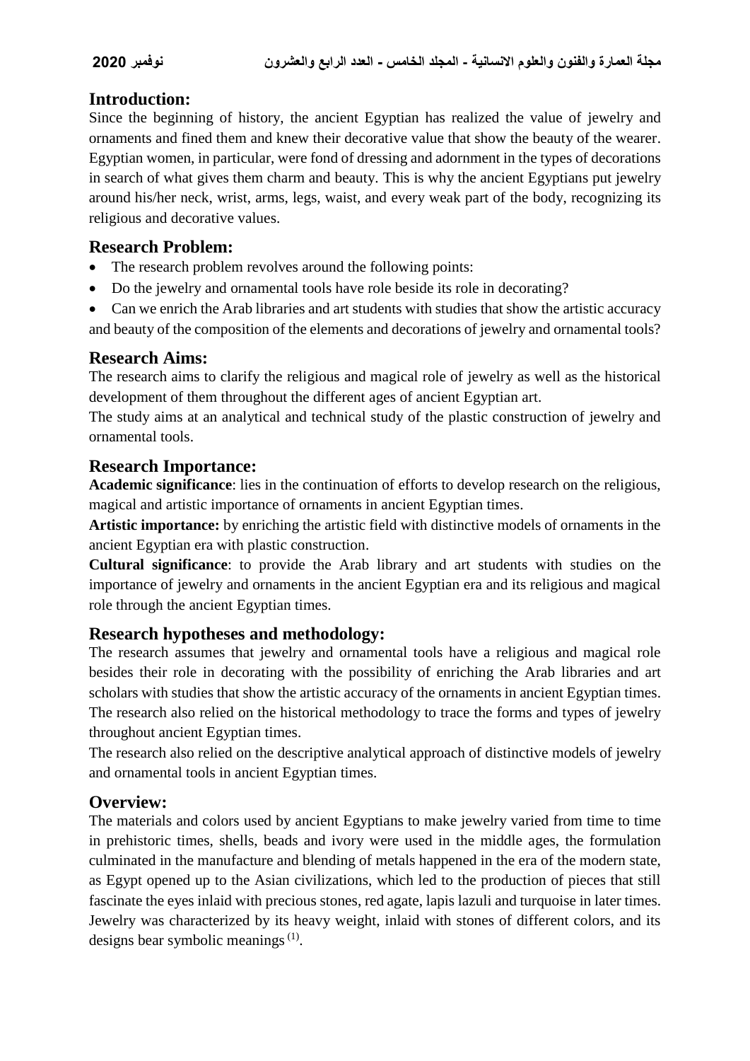## Introduction:

Since the beginning of history, the ancient Egyptian has realized the value of jewelry and ornaments and fined them and knew their decorative value that show the beauty of the wearer. Egyptian women, in particular, were fond of dressing and adornment in the types of decorations in search of what gives them charm and beauty. This is why the ancient Egyptians put jewelry around his/her neck, wrist, arms, legs, waist, and every weak part of the body, recognizing its religious and decorative values.

## Research Problem:

- The research problem revolves around the following points:
- Do the jewelry and ornamental tools have role beside its role in decorating?
- Can we enrich the Arab libraries and art students with studies that show the artistic accuracy and beauty of the composition of the elements and decorations of jewelry and ornamental tools?

## Research Aims:

The research aims to clarify the religious and magical role of jewelry as well as the historical development of them throughout the different ages of ancient Egyptian art.

The study aims at an analytical and technical study of the plastic construction of jewelry and ornamental tools.

## Research Importance:

**Academic significance**: lies in the continuation of efforts to develop research on the religious, magical and artistic importance of ornaments in ancient Egyptian times.

**Artistic importance:** by enriching the artistic field with distinctive models of ornaments in the ancient Egyptian era with plastic construction.

**Cultural significance**: to provide the Arab library and art students with studies on the importance of jewelry and ornaments in the ancient Egyptian era and its religious and magical role through the ancient Egyptian times.

## Research hypotheses and methodology:

The research assumes that jewelry and ornamental tools have a religious and magical role besides their role in decorating with the possibility of enriching the Arab libraries and art scholars with studies that show the artistic accuracy of the ornaments in ancient Egyptian times. The research also relied on the historical methodology to trace the forms and types of jewelry throughout ancient Egyptian times.

The research also relied on the descriptive analytical approach of distinctive models of jewelry and ornamental tools in ancient Egyptian times.

## Overview:

The materials and colors used by ancient Egyptians to make jewelry varied from time to time in prehistoric times, shells, beads and ivory were used in the middle ages, the formulation culminated in the manufacture and blending of metals happened in the era of the modern state, as Egypt opened up to the Asian civilizations, which led to the production of pieces that still fascinate the eyes inlaid with precious stones, red agate, lapis lazuli and turquoise in later times. Jewelry was characterized by its heavy weight, inlaid with stones of different colors, and its designs bear symbolic meanings [(1)].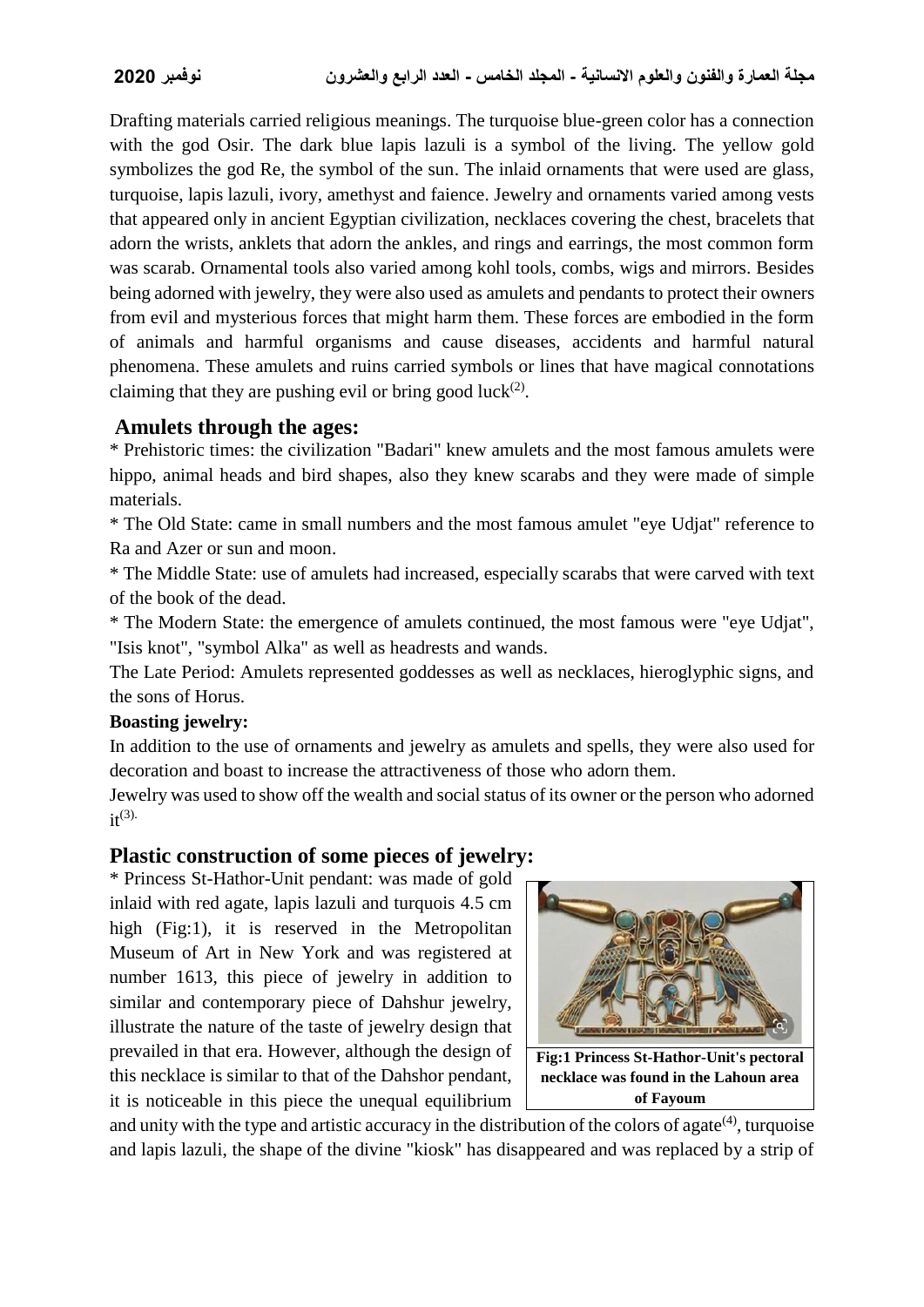Drafting materials carried religious meanings. The turquoise blue-green color has a connection with the god Osir. The dark blue lapis lazuli is a symbol of the living. The yellow gold symbolizes the god Re, the symbol of the sun. The inlaid ornaments that were used are glass, turquoise, lapis lazuli, ivory, amethyst and faience. Jewelry and ornaments varied among vests that appeared only in ancient Egyptian civilization, necklaces covering the chest, bracelets that adorn the wrists, anklets that adorn the ankles, and rings and earrings, the most common form was scarab. Ornamental tools also varied among kohl tools, combs, wigs and mirrors. Besides being adorned with jewelry, they were also used as amulets and pendants to protect their owners from evil and mysterious forces that might harm them. These forces are embodied in the form of animals and harmful organisms and cause diseases, accidents and harmful natural phenomena. These amulets and ruins carried symbols or lines that have magical connotations claiming that they are pushing evil or bring good luck[2].

## Amulets through the ages:

* Prehistoric times: the civilization "Badari" knew amulets and the most famous amulets were hippo, animal heads and bird shapes, also they knew scarabs and they were made of simple materials.
* The Old State: came in small numbers and the most famous amulet "eye Udjat" reference to Ra and Azer or sun and moon.
* The Middle State: use of amulets had increased, especially scarabs that were carved with text of the book of the dead.
* The Modern State: the emergence of amulets continued, the most famous were "eye Udjat", "Isis knot", "symbol Alka" as well as headrests and wands.

The Late Period: Amulets represented goddesses as well as necklaces, hieroglyphic signs, and the sons of Horus.

**Boasting jewelry:**

In addition to the use of ornaments and jewelry as amulets and spells, they were also used for decoration and boast to increase the attractiveness of those who adorn them.

Jewelry was used to show off the wealth and social status of its owner or the person who adorned it[3].

## Plastic construction of some pieces of jewelry:

* Princess St-Hathor-Unit pendant: was made of gold inlaid with red agate, lapis lazuli and turquois 4.5 cm high (Fig:1), it is reserved in the Metropolitan Museum of Art in New York and was registered at number 1613, this piece of jewelry in addition to similar and contemporary piece of Dahshur jewelry, illustrate the nature of the taste of jewelry design that prevailed in that era. However, although the design of this necklace is similar to that of the Dahshor pendant, it is noticeable in this piece the unequal equilibrium and unity with the type and artistic accuracy in the distribution of the colors of agate[4], turquoise and lapis lazuli, the shape of the divine "kiosk" has disappeared and was replaced by a strip of

**Fig:1 Princess St-Hathor-Unit's pectoral necklace was found in the Lahoun area of Fayoum**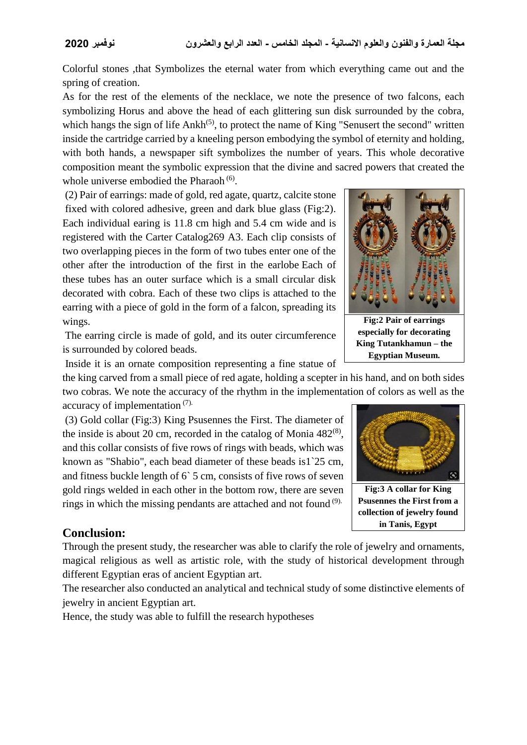Colorful stones ,that Symbolizes the eternal water from which everything came out and the spring of creation.

As for the rest of the elements of the necklace, we note the presence of two falcons, each symbolizing Horus and above the head of each glittering sun disk surrounded by the cobra, which hangs the sign of life Ankh[5], to protect the name of King "Senusert the second" written inside the cartridge carried by a kneeling person embodying the symbol of eternity and holding, with both hands, a newspaper sift symbolizes the number of years. This whole decorative composition meant the symbolic expression that the divine and sacred powers that created the whole universe embodied the Pharaoh [6].

(2) Pair of earrings: made of gold, red agate, quartz, calcite stone fixed with colored adhesive, green and dark blue glass (Fig:2). Each individual earing is 11.8 cm high and 5.4 cm wide and is registered with the Carter Catalog269 A3. Each clip consists of two overlapping pieces in the form of two tubes enter one of the other after the introduction of the first in the earlobe Each of these tubes has an outer surface which is a small circular disk decorated with cobra. Each of these two clips is attached to the earring with a piece of gold in the form of a falcon, spreading its wings.

**Fig:2 Pair of earrings especially for decorating King Tutankhamun – the Egyptian Museum.**

The earring circle is made of gold, and its outer circumference is surrounded by colored beads.

Inside it is an ornate composition representing a fine statue of the king carved from a small piece of red agate, holding a scepter in his hand, and on both sides two cobras. We note the accuracy of the rhythm in the implementation of colors as well as the accuracy of implementation [7].

(3) Gold collar (Fig:3) King Psusennes the First. The diameter of the inside is about 20 cm, recorded in the catalog of Monia 482[8], and this collar consists of five rows of rings with beads, which was known as "Shabio", each bead diameter of these beads is1`25 cm, and fitness buckle length of 6` 5 cm, consists of five rows of seven gold rings welded in each other in the bottom row, there are seven rings in which the missing pendants are attached and not found [9].

**Fig:3 A collar for King Psusennes the First from a collection of jewelry found in Tanis, Egypt**

## Conclusion:

Through the present study, the researcher was able to clarify the role of jewelry and ornaments, magical religious as well as artistic role, with the study of historical development through different Egyptian eras of ancient Egyptian art.

The researcher also conducted an analytical and technical study of some distinctive elements of jewelry in ancient Egyptian art.

Hence, the study was able to fulfill the research hypotheses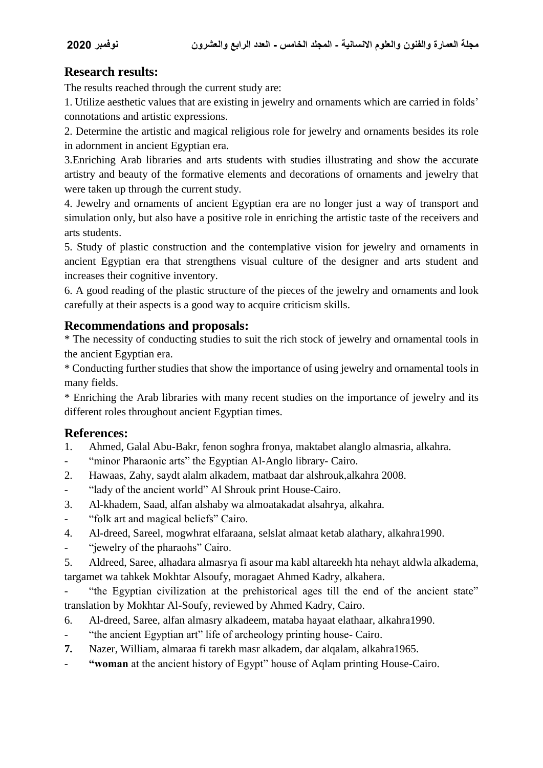## Research results:

The results reached through the current study are:

1. Utilize aesthetic values that are existing in jewelry and ornaments which are carried in folds' connotations and artistic expressions.
2. Determine the artistic and magical religious role for jewelry and ornaments besides its role in adornment in ancient Egyptian era.
3. Enriching Arab libraries and arts students with studies illustrating and show the accurate artistry and beauty of the formative elements and decorations of ornaments and jewelry that were taken up through the current study.
4. Jewelry and ornaments of ancient Egyptian era are no longer just a way of transport and simulation only, but also have a positive role in enriching the artistic taste of the receivers and arts students.
5. Study of plastic construction and the contemplative vision for jewelry and ornaments in ancient Egyptian era that strengthens visual culture of the designer and arts student and increases their cognitive inventory.
6. A good reading of the plastic structure of the pieces of the jewelry and ornaments and look carefully at their aspects is a good way to acquire criticism skills.

## Recommendations and proposals:

* The necessity of conducting studies to suit the rich stock of jewelry and ornamental tools in the ancient Egyptian era.
* Conducting further studies that show the importance of using jewelry and ornamental tools in many fields.
* Enriching the Arab libraries with many recent studies on the importance of jewelry and its different roles throughout ancient Egyptian times.

## References:

1. Ahmed, Galal Abu-Bakr, fenon soghra fronya, maktabet alanglo almasria, alkahra.
   - "minor Pharaonic arts" the Egyptian Al-Anglo library- Cairo.
2. Hawaas, Zahy, saydt alalm alkadem, matbaat dar alshrouk,alkahra 2008.
   - "lady of the ancient world" Al Shrouk print House-Cairo.
3. Al-khadem, Saad, alfan alshaby wa almoatakadat alsahrya, alkahra.
   - "folk art and magical beliefs" Cairo.
4. Al-dreed, Sareel, mogwhrat elfaraana, selslat almaat ketab alathary, alkahra1990.
   - "jewelry of the pharaohs" Cairo.
5. Aldreed, Saree, alhadara almasrya fi asour ma kabl altareekh hta nehayt aldwla alkadema, targamet wa tahkek Mokhtar Alsoufy, moragaet Ahmed Kadry, alkahera.
   - "the Egyptian civilization at the prehistorical ages till the end of the ancient state" translation by Mokhtar Al-Soufy, reviewed by Ahmed Kadry, Cairo.
6. Al-dreed, Saree, alfan almasry alkadeem, mataba hayaat elathaar, alkahra1990.
   - "the ancient Egyptian art" life of archeology printing house- Cairo.
7. Nazer, William, almaraa fi tarekh masr alkadem, dar alqalam, alkahra1965.
   - "**woman** at the ancient history of Egypt" house of Aqlam printing House-Cairo.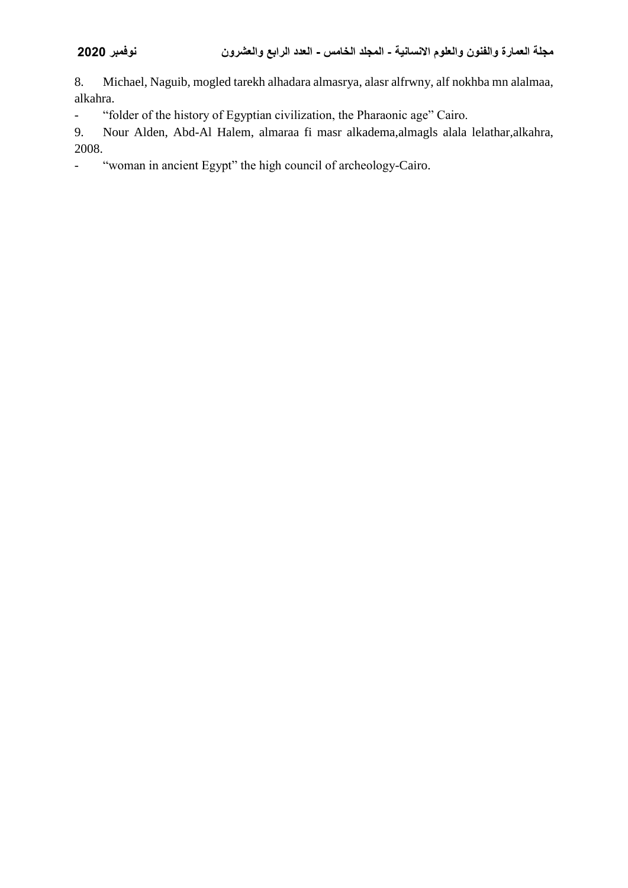8. Michael, Naguib, mogled tarekh alhadara almasrya, alasr alfrwny, alf nokhba mn alalmaa, alkahra.

- "folder of the history of Egyptian civilization, the Pharaonic age" Cairo.

9. Nour Alden, Abd-Al Halem, almaraa fi masr alkadema,almagls alala lelathar,alkahra, 2008.

- "woman in ancient Egypt" the high council of archeology-Cairo.